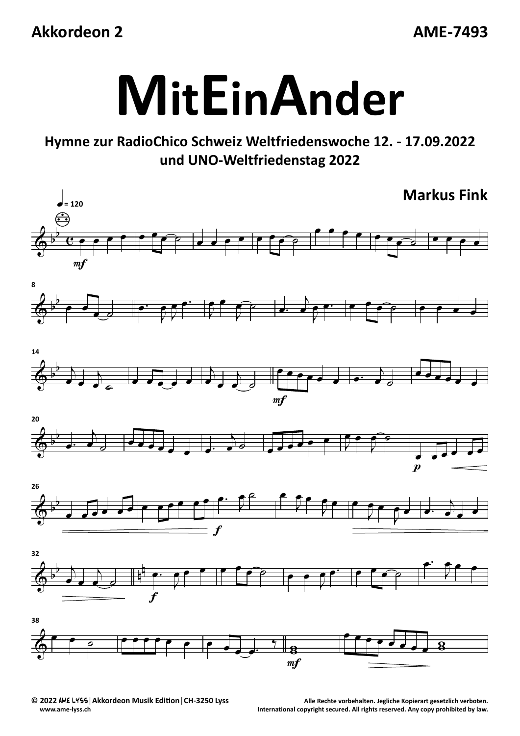Akkordeon 2 AME-7493

# MitEinAnder

**Hymne zur RadioChico Schweiz Weltfriedenswoche 12. - 17.09.2022 und UNO-Weltfriedenstag 2022**

**Markus Fink**

© 2022 AME LYSS | Akkordeon Musik Edition | CH-3250 Lyss
www.ame-lyss.ch

Alle Rechte vorbehalten. Jegliche Kopierart gesetzlich verboten.
International copyright secured. All rights reserved. Any copy prohibited by law.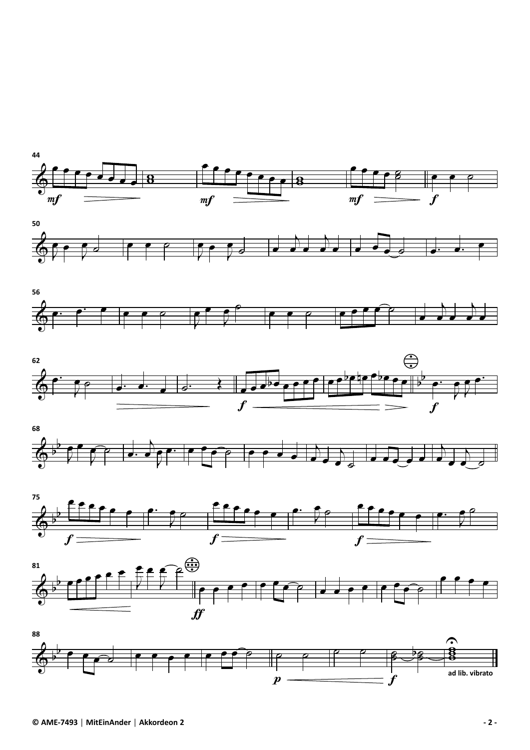ad lib. vibrato